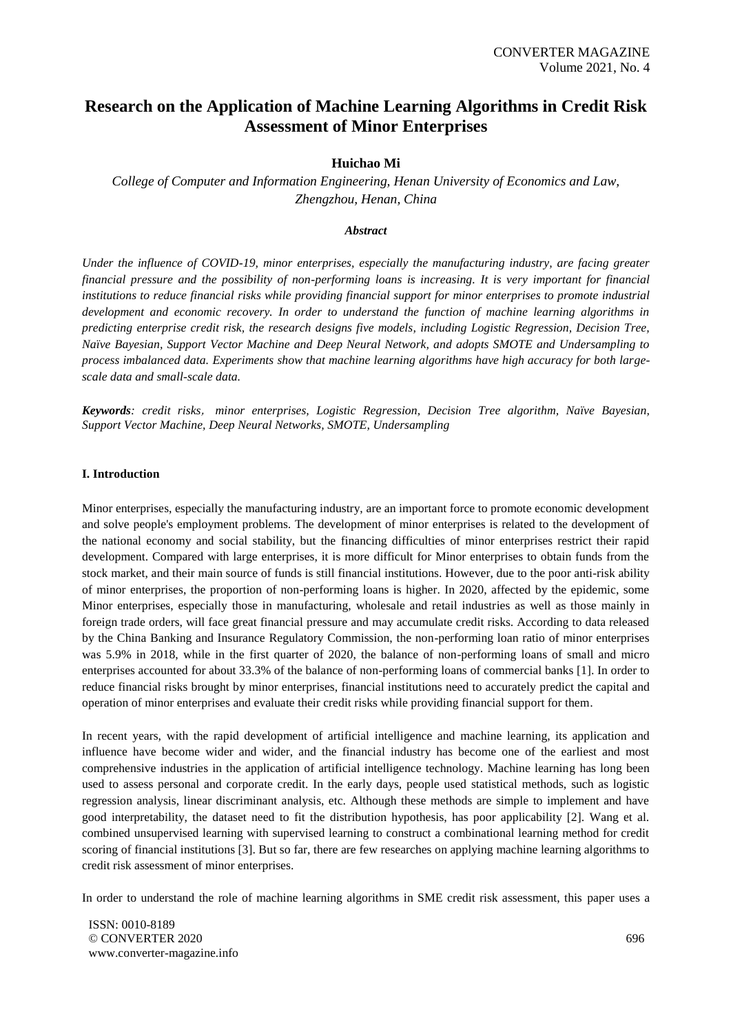# Research on the Application of Machine Learning Algorithms in Credit Risk Assessment of Minor Enterprises

**Huichao Mi**

*College of Computer and Information Engineering, Henan University of Economics and Law, Zhengzhou, Henan, China*

***Abstract***

*Under the influence of COVID-19, minor enterprises, especially the manufacturing industry, are facing greater financial pressure and the possibility of non-performing loans is increasing. It is very important for financial institutions to reduce financial risks while providing financial support for minor enterprises to promote industrial development and economic recovery. In order to understand the function of machine learning algorithms in predicting enterprise credit risk, the research designs five models, including Logistic Regression, Decision Tree, Naïve Bayesian, Support Vector Machine and Deep Neural Network, and adopts SMOTE and Undersampling to process imbalanced data. Experiments show that machine learning algorithms have high accuracy for both large-scale data and small-scale data.*

***Keywords****: credit risks, minor enterprises, Logistic Regression, Decision Tree algorithm, Naïve Bayesian, Support Vector Machine, Deep Neural Networks, SMOTE, Undersampling*

## I. Introduction

Minor enterprises, especially the manufacturing industry, are an important force to promote economic development and solve people's employment problems. The development of minor enterprises is related to the development of the national economy and social stability, but the financing difficulties of minor enterprises restrict their rapid development. Compared with large enterprises, it is more difficult for Minor enterprises to obtain funds from the stock market, and their main source of funds is still financial institutions. However, due to the poor anti-risk ability of minor enterprises, the proportion of non-performing loans is higher. In 2020, affected by the epidemic, some Minor enterprises, especially those in manufacturing, wholesale and retail industries as well as those mainly in foreign trade orders, will face great financial pressure and may accumulate credit risks. According to data released by the China Banking and Insurance Regulatory Commission, the non-performing loan ratio of minor enterprises was 5.9% in 2018, while in the first quarter of 2020, the balance of non-performing loans of small and micro enterprises accounted for about 33.3% of the balance of non-performing loans of commercial banks [1]. In order to reduce financial risks brought by minor enterprises, financial institutions need to accurately predict the capital and operation of minor enterprises and evaluate their credit risks while providing financial support for them.

In recent years, with the rapid development of artificial intelligence and machine learning, its application and influence have become wider and wider, and the financial industry has become one of the earliest and most comprehensive industries in the application of artificial intelligence technology. Machine learning has long been used to assess personal and corporate credit. In the early days, people used statistical methods, such as logistic regression analysis, linear discriminant analysis, etc. Although these methods are simple to implement and have good interpretability, the dataset need to fit the distribution hypothesis, has poor applicability [2]. Wang et al. combined unsupervised learning with supervised learning to construct a combinational learning method for credit scoring of financial institutions [3]. But so far, there are few researches on applying machine learning algorithms to credit risk assessment of minor enterprises.

In order to understand the role of machine learning algorithms in SME credit risk assessment, this paper uses a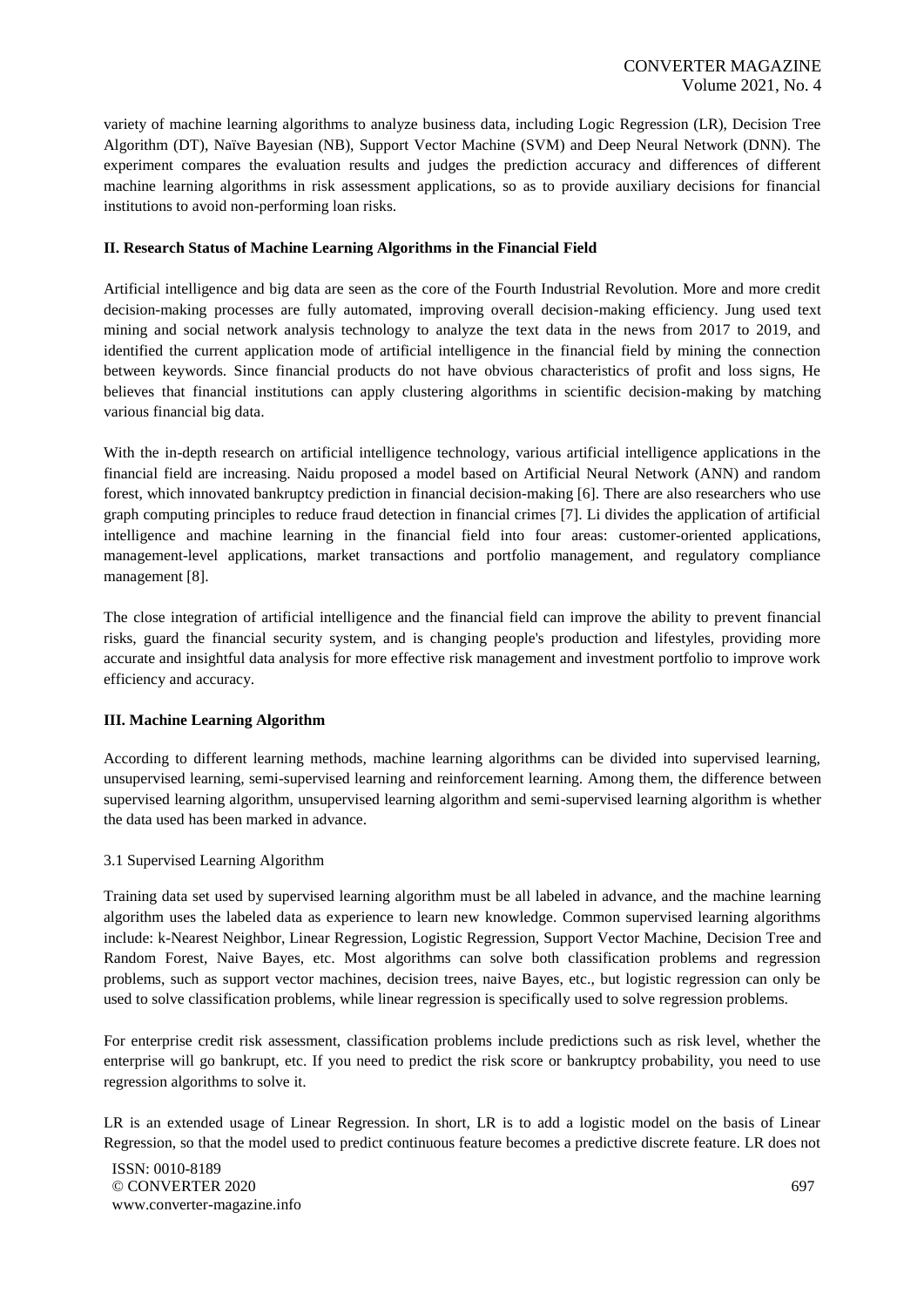variety of machine learning algorithms to analyze business data, including Logic Regression (LR), Decision Tree Algorithm (DT), Naïve Bayesian (NB), Support Vector Machine (SVM) and Deep Neural Network (DNN). The experiment compares the evaluation results and judges the prediction accuracy and differences of different machine learning algorithms in risk assessment applications, so as to provide auxiliary decisions for financial institutions to avoid non-performing loan risks.

## II. Research Status of Machine Learning Algorithms in the Financial Field

Artificial intelligence and big data are seen as the core of the Fourth Industrial Revolution. More and more credit decision-making processes are fully automated, improving overall decision-making efficiency. Jung used text mining and social network analysis technology to analyze the text data in the news from 2017 to 2019, and identified the current application mode of artificial intelligence in the financial field by mining the connection between keywords. Since financial products do not have obvious characteristics of profit and loss signs, He believes that financial institutions can apply clustering algorithms in scientific decision-making by matching various financial big data.

With the in-depth research on artificial intelligence technology, various artificial intelligence applications in the financial field are increasing. Naidu proposed a model based on Artificial Neural Network (ANN) and random forest, which innovated bankruptcy prediction in financial decision-making [6]. There are also researchers who use graph computing principles to reduce fraud detection in financial crimes [7]. Li divides the application of artificial intelligence and machine learning in the financial field into four areas: customer-oriented applications, management-level applications, market transactions and portfolio management, and regulatory compliance management [8].

The close integration of artificial intelligence and the financial field can improve the ability to prevent financial risks, guard the financial security system, and is changing people's production and lifestyles, providing more accurate and insightful data analysis for more effective risk management and investment portfolio to improve work efficiency and accuracy.

## III. Machine Learning Algorithm

According to different learning methods, machine learning algorithms can be divided into supervised learning, unsupervised learning, semi-supervised learning and reinforcement learning. Among them, the difference between supervised learning algorithm, unsupervised learning algorithm and semi-supervised learning algorithm is whether the data used has been marked in advance.

### 3.1 Supervised Learning Algorithm

Training data set used by supervised learning algorithm must be all labeled in advance, and the machine learning algorithm uses the labeled data as experience to learn new knowledge. Common supervised learning algorithms include: k-Nearest Neighbor, Linear Regression, Logistic Regression, Support Vector Machine, Decision Tree and Random Forest, Naive Bayes, etc. Most algorithms can solve both classification problems and regression problems, such as support vector machines, decision trees, naive Bayes, etc., but logistic regression can only be used to solve classification problems, while linear regression is specifically used to solve regression problems.

For enterprise credit risk assessment, classification problems include predictions such as risk level, whether the enterprise will go bankrupt, etc. If you need to predict the risk score or bankruptcy probability, you need to use regression algorithms to solve it.

LR is an extended usage of Linear Regression. In short, LR is to add a logistic model on the basis of Linear Regression, so that the model used to predict continuous feature becomes a predictive discrete feature. LR does not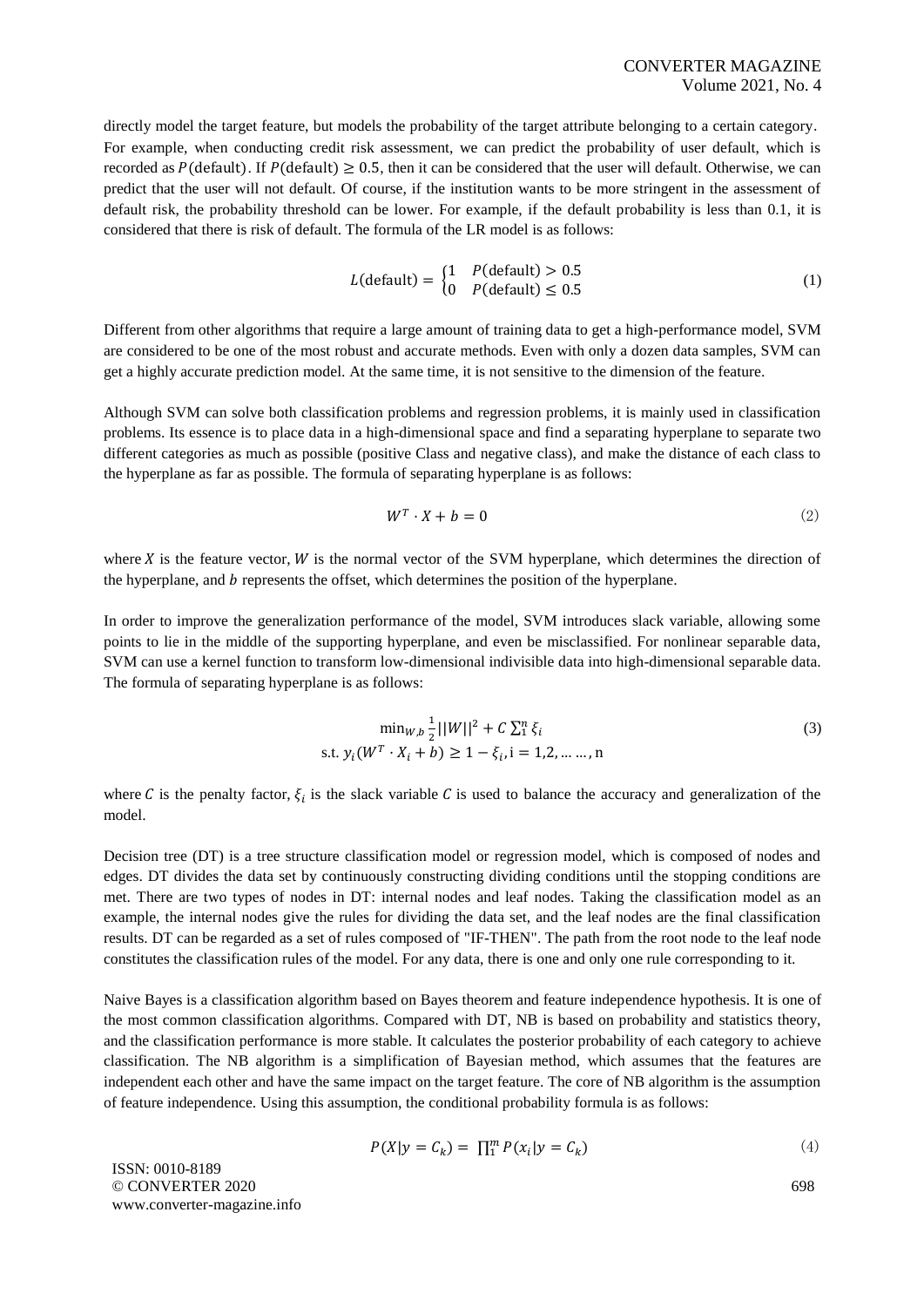directly model the target feature, but models the probability of the target attribute belonging to a certain category. For example, when conducting credit risk assessment, we can predict the probability of user default, which is recorded as $P(\text{default})$. If $P(\text{default}) \geq 0.5$, then it can be considered that the user will default. Otherwise, we can predict that the user will not default. Of course, if the institution wants to be more stringent in the assessment of default risk, the probability threshold can be lower. For example, if the default probability is less than 0.1, it is considered that there is risk of default. The formula of the LR model is as follows:

$$L(\text{default}) = \begin{cases} 1 & P(\text{default}) > 0.5 \\ 0 & P(\text{default}) \leq 0.5 \end{cases} \tag{1}$$

Different from other algorithms that require a large amount of training data to get a high-performance model, SVM are considered to be one of the most robust and accurate methods. Even with only a dozen data samples, SVM can get a highly accurate prediction model. At the same time, it is not sensitive to the dimension of the feature.

Although SVM can solve both classification problems and regression problems, it is mainly used in classification problems. Its essence is to place data in a high-dimensional space and find a separating hyperplane to separate two different categories as much as possible (positive Class and negative class), and make the distance of each class to the hyperplane as far as possible. The formula of separating hyperplane is as follows:

$$W^T \cdot X + b = 0 \tag{2}$$

where $X$ is the feature vector, $W$ is the normal vector of the SVM hyperplane, which determines the direction of the hyperplane, and $b$ represents the offset, which determines the position of the hyperplane.

In order to improve the generalization performance of the model, SVM introduces slack variable, allowing some points to lie in the middle of the supporting hyperplane, and even be misclassified. For nonlinear separable data, SVM can use a kernel function to transform low-dimensional indivisible data into high-dimensional separable data. The formula of separating hyperplane is as follows:

$$\begin{gathered} \min_{W,b} \frac{1}{2}||W||^2 + C\sum_1^n \xi_i \\ \text{s.t. } y_i(W^T \cdot X_i + b) \geq 1 - \xi_i, \text{i} = 1,2, \dots\dots, \text{n} \end{gathered} \tag{3}$$

where $C$ is the penalty factor, $\xi_i$ is the slack variable $C$ is used to balance the accuracy and generalization of the model.

Decision tree (DT) is a tree structure classification model or regression model, which is composed of nodes and edges. DT divides the data set by continuously constructing dividing conditions until the stopping conditions are met. There are two types of nodes in DT: internal nodes and leaf nodes. Taking the classification model as an example, the internal nodes give the rules for dividing the data set, and the leaf nodes are the final classification results. DT can be regarded as a set of rules composed of "IF-THEN". The path from the root node to the leaf node constitutes the classification rules of the model. For any data, there is one and only one rule corresponding to it.

Naive Bayes is a classification algorithm based on Bayes theorem and feature independence hypothesis. It is one of the most common classification algorithms. Compared with DT, NB is based on probability and statistics theory, and the classification performance is more stable. It calculates the posterior probability of each category to achieve classification. The NB algorithm is a simplification of Bayesian method, which assumes that the features are independent each other and have the same impact on the target feature. The core of NB algorithm is the assumption of feature independence. Using this assumption, the conditional probability formula is as follows:

$$P(X|y = C_k) = \prod_1^m P(x_i|y = C_k) \tag{4}$$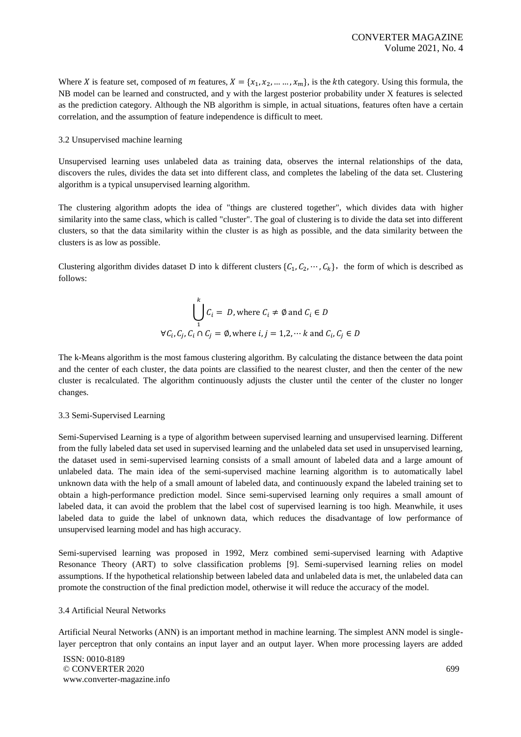Where $X$ is feature set, composed of $m$ features, $X = \{x_1, x_2, \ldots \ldots, x_m\}$, is the $k$th category. Using this formula, the NB model can be learned and constructed, and y with the largest posterior probability under X features is selected as the prediction category. Although the NB algorithm is simple, in actual situations, features often have a certain correlation, and the assumption of feature independence is difficult to meet.

### 3.2 Unsupervised machine learning

Unsupervised learning uses unlabeled data as training data, observes the internal relationships of the data, discovers the rules, divides the data set into different class, and completes the labeling of the data set. Clustering algorithm is a typical unsupervised learning algorithm.

The clustering algorithm adopts the idea of "things are clustered together", which divides data with higher similarity into the same class, which is called "cluster". The goal of clustering is to divide the data set into different clusters, so that the data similarity within the cluster is as high as possible, and the data similarity between the clusters is as low as possible.

Clustering algorithm divides dataset D into k different clusters $\{C_1, C_2, \cdots, C_k\}$, the form of which is described as follows:

$$\bigcup_{1}^{k} C_i = D, \text{where } C_i \neq \emptyset \text{ and } C_i \in D$$

$$\forall C_i, C_j, C_i \cap C_j = \emptyset, \text{where } i, j = 1, 2, \cdots k \text{ and } C_i, C_j \in D$$

The k-Means algorithm is the most famous clustering algorithm. By calculating the distance between the data point and the center of each cluster, the data points are classified to the nearest cluster, and then the center of the new cluster is recalculated. The algorithm continuously adjusts the cluster until the center of the cluster no longer changes.

### 3.3 Semi-Supervised Learning

Semi-Supervised Learning is a type of algorithm between supervised learning and unsupervised learning. Different from the fully labeled data set used in supervised learning and the unlabeled data set used in unsupervised learning, the dataset used in semi-supervised learning consists of a small amount of labeled data and a large amount of unlabeled data. The main idea of the semi-supervised machine learning algorithm is to automatically label unknown data with the help of a small amount of labeled data, and continuously expand the labeled training set to obtain a high-performance prediction model. Since semi-supervised learning only requires a small amount of labeled data, it can avoid the problem that the label cost of supervised learning is too high. Meanwhile, it uses labeled data to guide the label of unknown data, which reduces the disadvantage of low performance of unsupervised learning model and has high accuracy.

Semi-supervised learning was proposed in 1992, Merz combined semi-supervised learning with Adaptive Resonance Theory (ART) to solve classification problems [9]. Semi-supervised learning relies on model assumptions. If the hypothetical relationship between labeled data and unlabeled data is met, the unlabeled data can promote the construction of the final prediction model, otherwise it will reduce the accuracy of the model.

### 3.4 Artificial Neural Networks

Artificial Neural Networks (ANN) is an important method in machine learning. The simplest ANN model is single-layer perceptron that only contains an input layer and an output layer. When more processing layers are added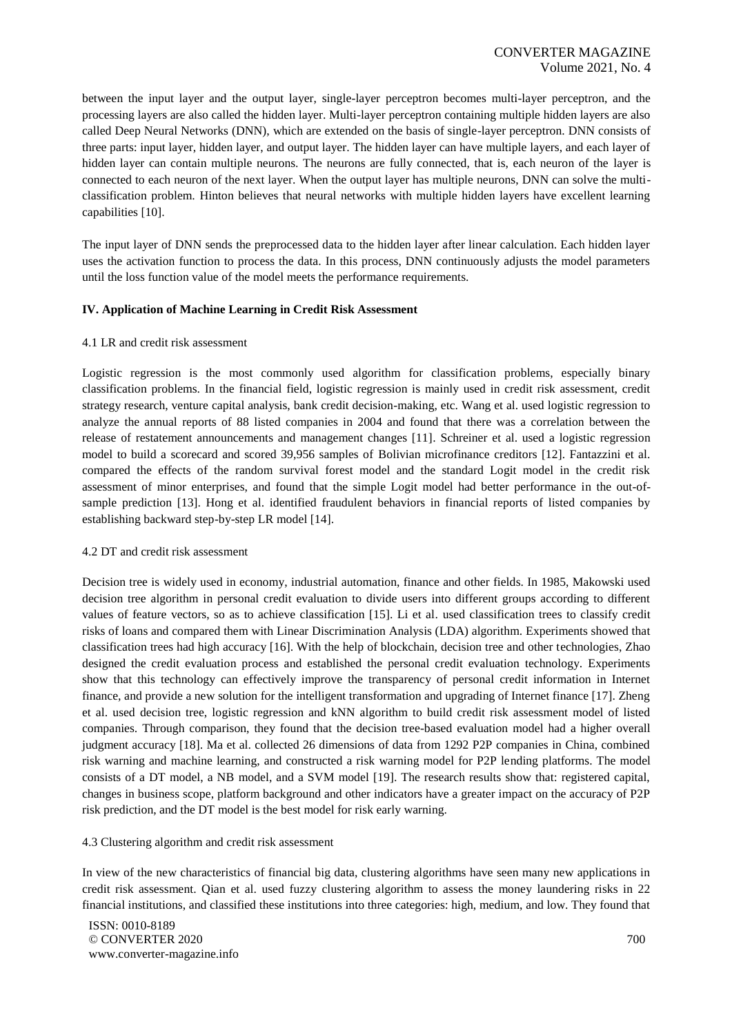between the input layer and the output layer, single-layer perceptron becomes multi-layer perceptron, and the processing layers are also called the hidden layer. Multi-layer perceptron containing multiple hidden layers are also called Deep Neural Networks (DNN), which are extended on the basis of single-layer perceptron. DNN consists of three parts: input layer, hidden layer, and output layer. The hidden layer can have multiple layers, and each layer of hidden layer can contain multiple neurons. The neurons are fully connected, that is, each neuron of the layer is connected to each neuron of the next layer. When the output layer has multiple neurons, DNN can solve the multi-classification problem. Hinton believes that neural networks with multiple hidden layers have excellent learning capabilities [10].

The input layer of DNN sends the preprocessed data to the hidden layer after linear calculation. Each hidden layer uses the activation function to process the data. In this process, DNN continuously adjusts the model parameters until the loss function value of the model meets the performance requirements.

## IV. Application of Machine Learning in Credit Risk Assessment

### 4.1 LR and credit risk assessment

Logistic regression is the most commonly used algorithm for classification problems, especially binary classification problems. In the financial field, logistic regression is mainly used in credit risk assessment, credit strategy research, venture capital analysis, bank credit decision-making, etc. Wang et al. used logistic regression to analyze the annual reports of 88 listed companies in 2004 and found that there was a correlation between the release of restatement announcements and management changes [11]. Schreiner et al. used a logistic regression model to build a scorecard and scored 39,956 samples of Bolivian microfinance creditors [12]. Fantazzini et al. compared the effects of the random survival forest model and the standard Logit model in the credit risk assessment of minor enterprises, and found that the simple Logit model had better performance in the out-of-sample prediction [13]. Hong et al. identified fraudulent behaviors in financial reports of listed companies by establishing backward step-by-step LR model [14].

### 4.2 DT and credit risk assessment

Decision tree is widely used in economy, industrial automation, finance and other fields. In 1985, Makowski used decision tree algorithm in personal credit evaluation to divide users into different groups according to different values of feature vectors, so as to achieve classification [15]. Li et al. used classification trees to classify credit risks of loans and compared them with Linear Discrimination Analysis (LDA) algorithm. Experiments showed that classification trees had high accuracy [16]. With the help of blockchain, decision tree and other technologies, Zhao designed the credit evaluation process and established the personal credit evaluation technology. Experiments show that this technology can effectively improve the transparency of personal credit information in Internet finance, and provide a new solution for the intelligent transformation and upgrading of Internet finance [17]. Zheng et al. used decision tree, logistic regression and kNN algorithm to build credit risk assessment model of listed companies. Through comparison, they found that the decision tree-based evaluation model had a higher overall judgment accuracy [18]. Ma et al. collected 26 dimensions of data from 1292 P2P companies in China, combined risk warning and machine learning, and constructed a risk warning model for P2P lending platforms. The model consists of a DT model, a NB model, and a SVM model [19]. The research results show that: registered capital, changes in business scope, platform background and other indicators have a greater impact on the accuracy of P2P risk prediction, and the DT model is the best model for risk early warning.

### 4.3 Clustering algorithm and credit risk assessment

In view of the new characteristics of financial big data, clustering algorithms have seen many new applications in credit risk assessment. Qian et al. used fuzzy clustering algorithm to assess the money laundering risks in 22 financial institutions, and classified these institutions into three categories: high, medium, and low. They found that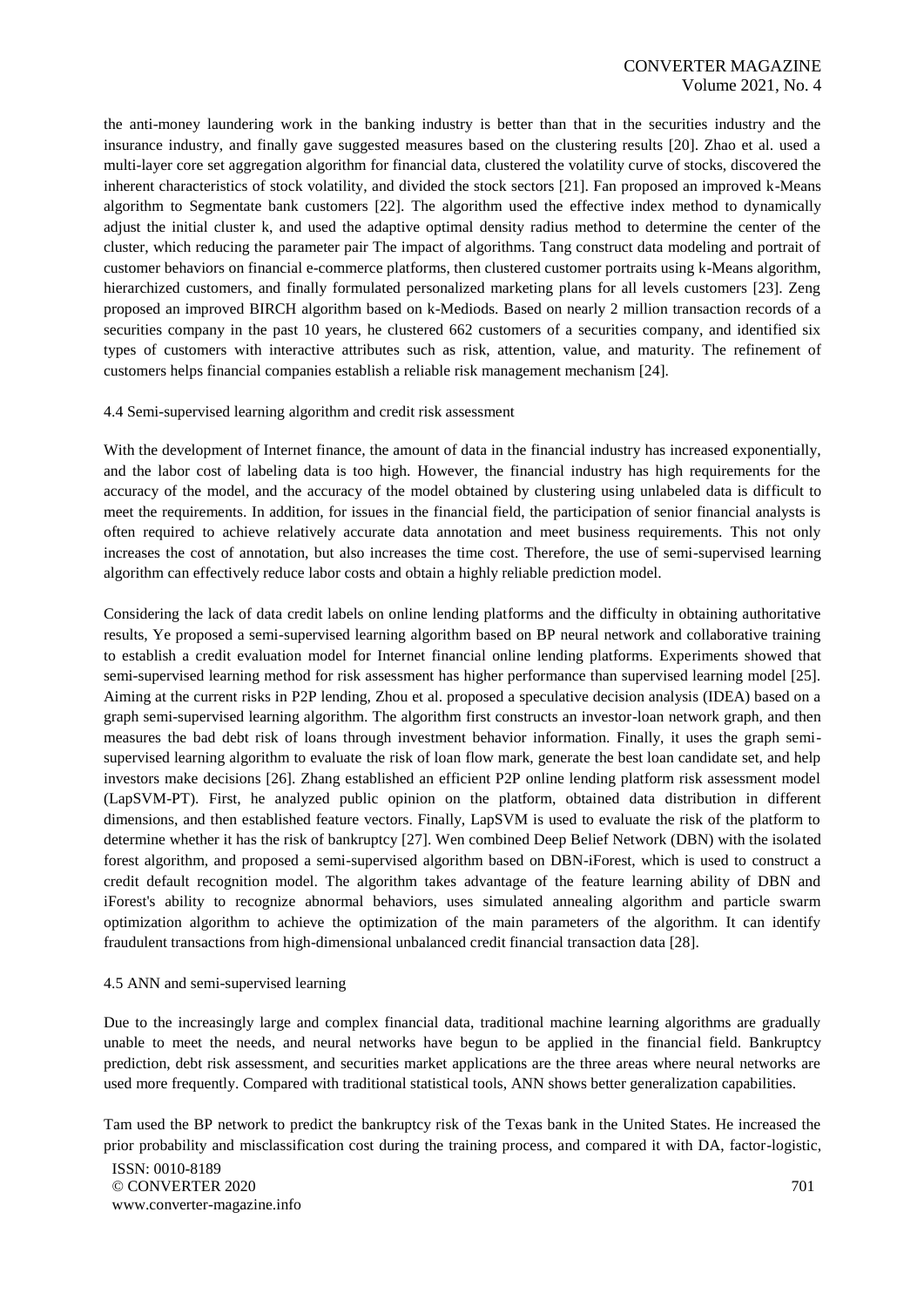the anti-money laundering work in the banking industry is better than that in the securities industry and the insurance industry, and finally gave suggested measures based on the clustering results [20]. Zhao et al. used a multi-layer core set aggregation algorithm for financial data, clustered the volatility curve of stocks, discovered the inherent characteristics of stock volatility, and divided the stock sectors [21]. Fan proposed an improved k-Means algorithm to Segmentate bank customers [22]. The algorithm used the effective index method to dynamically adjust the initial cluster k, and used the adaptive optimal density radius method to determine the center of the cluster, which reducing the parameter pair The impact of algorithms. Tang construct data modeling and portrait of customer behaviors on financial e-commerce platforms, then clustered customer portraits using k-Means algorithm, hierarchized customers, and finally formulated personalized marketing plans for all levels customers [23]. Zeng proposed an improved BIRCH algorithm based on k-Mediods. Based on nearly 2 million transaction records of a securities company in the past 10 years, he clustered 662 customers of a securities company, and identified six types of customers with interactive attributes such as risk, attention, value, and maturity. The refinement of customers helps financial companies establish a reliable risk management mechanism [24].

### 4.4 Semi-supervised learning algorithm and credit risk assessment

With the development of Internet finance, the amount of data in the financial industry has increased exponentially, and the labor cost of labeling data is too high. However, the financial industry has high requirements for the accuracy of the model, and the accuracy of the model obtained by clustering using unlabeled data is difficult to meet the requirements. In addition, for issues in the financial field, the participation of senior financial analysts is often required to achieve relatively accurate data annotation and meet business requirements. This not only increases the cost of annotation, but also increases the time cost. Therefore, the use of semi-supervised learning algorithm can effectively reduce labor costs and obtain a highly reliable prediction model.

Considering the lack of data credit labels on online lending platforms and the difficulty in obtaining authoritative results, Ye proposed a semi-supervised learning algorithm based on BP neural network and collaborative training to establish a credit evaluation model for Internet financial online lending platforms. Experiments showed that semi-supervised learning method for risk assessment has higher performance than supervised learning model [25]. Aiming at the current risks in P2P lending, Zhou et al. proposed a speculative decision analysis (IDEA) based on a graph semi-supervised learning algorithm. The algorithm first constructs an investor-loan network graph, and then measures the bad debt risk of loans through investment behavior information. Finally, it uses the graph semi-supervised learning algorithm to evaluate the risk of loan flow mark, generate the best loan candidate set, and help investors make decisions [26]. Zhang established an efficient P2P online lending platform risk assessment model (LapSVM-PT). First, he analyzed public opinion on the platform, obtained data distribution in different dimensions, and then established feature vectors. Finally, LapSVM is used to evaluate the risk of the platform to determine whether it has the risk of bankruptcy [27]. Wen combined Deep Belief Network (DBN) with the isolated forest algorithm, and proposed a semi-supervised algorithm based on DBN-iForest, which is used to construct a credit default recognition model. The algorithm takes advantage of the feature learning ability of DBN and iForest's ability to recognize abnormal behaviors, uses simulated annealing algorithm and particle swarm optimization algorithm to achieve the optimization of the main parameters of the algorithm. It can identify fraudulent transactions from high-dimensional unbalanced credit financial transaction data [28].

### 4.5 ANN and semi-supervised learning

Due to the increasingly large and complex financial data, traditional machine learning algorithms are gradually unable to meet the needs, and neural networks have begun to be applied in the financial field. Bankruptcy prediction, debt risk assessment, and securities market applications are the three areas where neural networks are used more frequently. Compared with traditional statistical tools, ANN shows better generalization capabilities.

Tam used the BP network to predict the bankruptcy risk of the Texas bank in the United States. He increased the prior probability and misclassification cost during the training process, and compared it with DA, factor-logistic,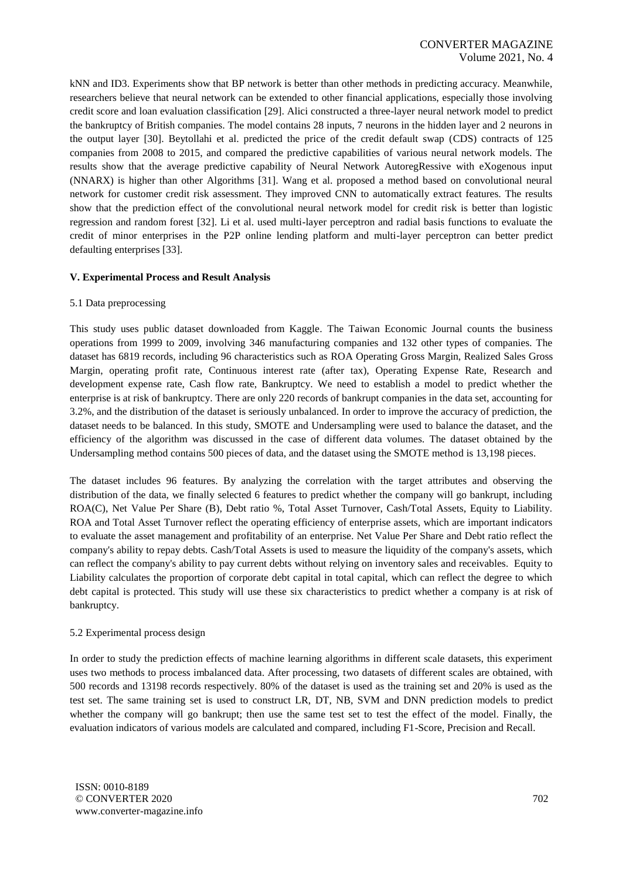kNN and ID3. Experiments show that BP network is better than other methods in predicting accuracy. Meanwhile, researchers believe that neural network can be extended to other financial applications, especially those involving credit score and loan evaluation classification [29]. Alici constructed a three-layer neural network model to predict the bankruptcy of British companies. The model contains 28 inputs, 7 neurons in the hidden layer and 2 neurons in the output layer [30]. Beytollahi et al. predicted the price of the credit default swap (CDS) contracts of 125 companies from 2008 to 2015, and compared the predictive capabilities of various neural network models. The results show that the average predictive capability of Neural Network AutoregRessive with eXogenous input (NNARX) is higher than other Algorithms [31]. Wang et al. proposed a method based on convolutional neural network for customer credit risk assessment. They improved CNN to automatically extract features. The results show that the prediction effect of the convolutional neural network model for credit risk is better than logistic regression and random forest [32]. Li et al. used multi-layer perceptron and radial basis functions to evaluate the credit of minor enterprises in the P2P online lending platform and multi-layer perceptron can better predict defaulting enterprises [33].

## V. Experimental Process and Result Analysis

### 5.1 Data preprocessing

This study uses public dataset downloaded from Kaggle. The Taiwan Economic Journal counts the business operations from 1999 to 2009, involving 346 manufacturing companies and 132 other types of companies. The dataset has 6819 records, including 96 characteristics such as ROA Operating Gross Margin, Realized Sales Gross Margin, operating profit rate, Continuous interest rate (after tax), Operating Expense Rate, Research and development expense rate, Cash flow rate, Bankruptcy. We need to establish a model to predict whether the enterprise is at risk of bankruptcy. There are only 220 records of bankrupt companies in the data set, accounting for 3.2%, and the distribution of the dataset is seriously unbalanced. In order to improve the accuracy of prediction, the dataset needs to be balanced. In this study, SMOTE and Undersampling were used to balance the dataset, and the efficiency of the algorithm was discussed in the case of different data volumes. The dataset obtained by the Undersampling method contains 500 pieces of data, and the dataset using the SMOTE method is 13,198 pieces.

The dataset includes 96 features. By analyzing the correlation with the target attributes and observing the distribution of the data, we finally selected 6 features to predict whether the company will go bankrupt, including ROA(C), Net Value Per Share (B), Debt ratio %, Total Asset Turnover, Cash/Total Assets, Equity to Liability. ROA and Total Asset Turnover reflect the operating efficiency of enterprise assets, which are important indicators to evaluate the asset management and profitability of an enterprise. Net Value Per Share and Debt ratio reflect the company's ability to repay debts. Cash/Total Assets is used to measure the liquidity of the company's assets, which can reflect the company's ability to pay current debts without relying on inventory sales and receivables. Equity to Liability calculates the proportion of corporate debt capital in total capital, which can reflect the degree to which debt capital is protected. This study will use these six characteristics to predict whether a company is at risk of bankruptcy.

### 5.2 Experimental process design

In order to study the prediction effects of machine learning algorithms in different scale datasets, this experiment uses two methods to process imbalanced data. After processing, two datasets of different scales are obtained, with 500 records and 13198 records respectively. 80% of the dataset is used as the training set and 20% is used as the test set. The same training set is used to construct LR, DT, NB, SVM and DNN prediction models to predict whether the company will go bankrupt; then use the same test set to test the effect of the model. Finally, the evaluation indicators of various models are calculated and compared, including F1-Score, Precision and Recall.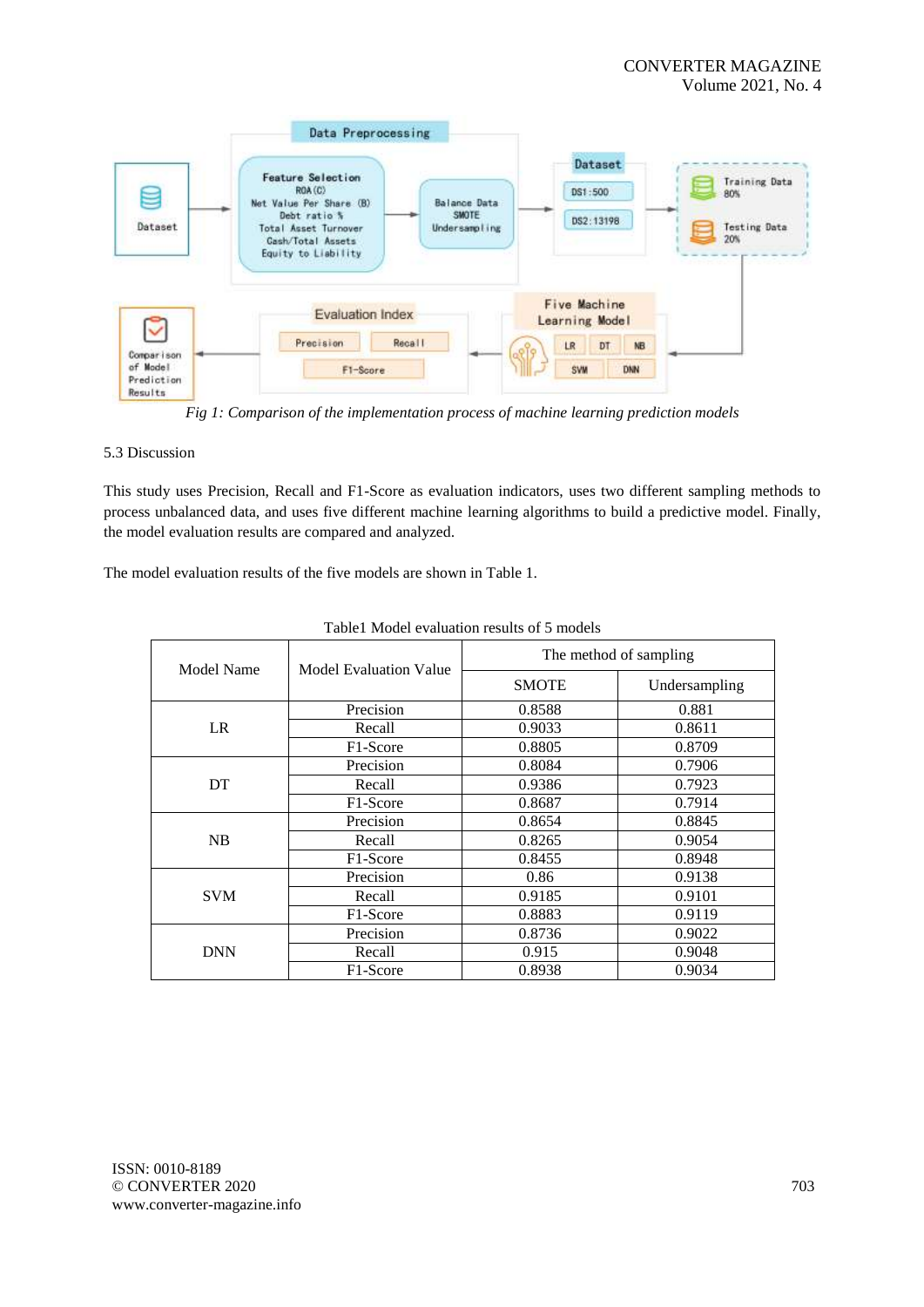*Fig 1: Comparison of the implementation process of machine learning prediction models*

5.3 Discussion

This study uses Precision, Recall and F1-Score as evaluation indicators, uses two different sampling methods to process unbalanced data, and uses five different machine learning algorithms to build a predictive model. Finally, the model evaluation results are compared and analyzed.

The model evaluation results of the five models are shown in Table 1.

Table1 Model evaluation results of 5 models

| Model Name | Model Evaluation Value | The method of sampling | |
|---|---|---|---|
| | | SMOTE | Undersampling |
| LR | Precision | 0.8588 | 0.881 |
| | Recall | 0.9033 | 0.8611 |
| | F1-Score | 0.8805 | 0.8709 |
| DT | Precision | 0.8084 | 0.7906 |
| | Recall | 0.9386 | 0.7923 |
| | F1-Score | 0.8687 | 0.7914 |
| NB | Precision | 0.8654 | 0.8845 |
| | Recall | 0.8265 | 0.9054 |
| | F1-Score | 0.8455 | 0.8948 |
| SVM | Precision | 0.86 | 0.9138 |
| | Recall | 0.9185 | 0.9101 |
| | F1-Score | 0.8883 | 0.9119 |
| DNN | Precision | 0.8736 | 0.9022 |
| | Recall | 0.915 | 0.9048 |
| | F1-Score | 0.8938 | 0.9034 |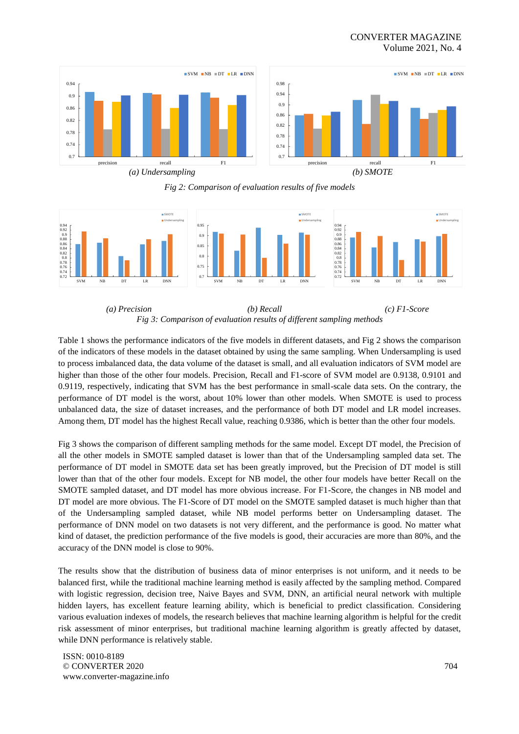(a) *Undersampling* (b) *SMOTE*

*Fig 2: Comparison of evaluation results of five models*

*(a) Precision* *(b) Recall* *(c) F1-Score*

*Fig 3: Comparison of evaluation results of different sampling methods*

Table 1 shows the performance indicators of the five models in different datasets, and Fig 2 shows the comparison of the indicators of these models in the dataset obtained by using the same sampling. When Undersampling is used to process imbalanced data, the data volume of the dataset is small, and all evaluation indicators of SVM model are higher than those of the other four models. Precision, Recall and F1-score of SVM model are 0.9138, 0.9101 and 0.9119, respectively, indicating that SVM has the best performance in small-scale data sets. On the contrary, the performance of DT model is the worst, about 10% lower than other models. When SMOTE is used to process unbalanced data, the size of dataset increases, and the performance of both DT model and LR model increases. Among them, DT model has the highest Recall value, reaching 0.9386, which is better than the other four models.

Fig 3 shows the comparison of different sampling methods for the same model. Except DT model, the Precision of all the other models in SMOTE sampled dataset is lower than that of the Undersampling sampled data set. The performance of DT model in SMOTE data set has been greatly improved, but the Precision of DT model is still lower than that of the other four models. Except for NB model, the other four models have better Recall on the SMOTE sampled dataset, and DT model has more obvious increase. For F1-Score, the changes in NB model and DT model are more obvious. The F1-Score of DT model on the SMOTE sampled dataset is much higher than that of the Undersampling sampled dataset, while NB model performs better on Undersampling dataset. The performance of DNN model on two datasets is not very different, and the performance is good. No matter what kind of dataset, the prediction performance of the five models is good, their accuracies are more than 80%, and the accuracy of the DNN model is close to 90%.

The results show that the distribution of business data of minor enterprises is not uniform, and it needs to be balanced first, while the traditional machine learning method is easily affected by the sampling method. Compared with logistic regression, decision tree, Naive Bayes and SVM, DNN, an artificial neural network with multiple hidden layers, has excellent feature learning ability, which is beneficial to predict classification. Considering various evaluation indexes of models, the research believes that machine learning algorithm is helpful for the credit risk assessment of minor enterprises, but traditional machine learning algorithm is greatly affected by dataset, while DNN performance is relatively stable.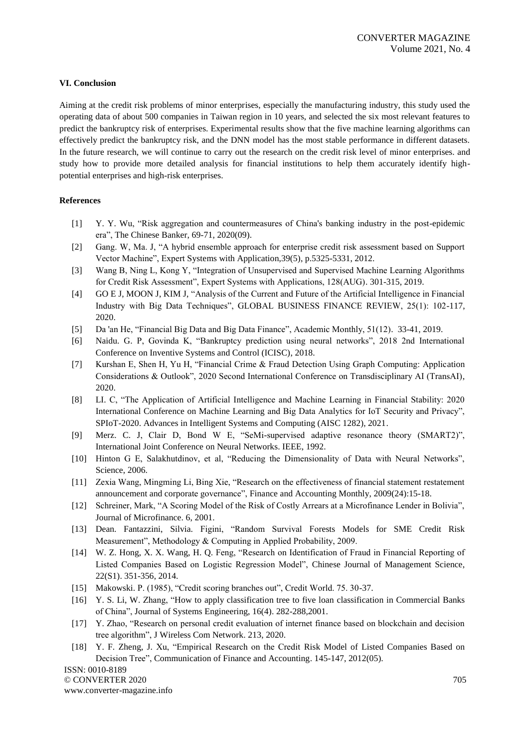### VI. Conclusion

Aiming at the credit risk problems of minor enterprises, especially the manufacturing industry, this study used the operating data of about 500 companies in Taiwan region in 10 years, and selected the six most relevant features to predict the bankruptcy risk of enterprises. Experimental results show that the five machine learning algorithms can effectively predict the bankruptcy risk, and the DNN model has the most stable performance in different datasets. In the future research, we will continue to carry out the research on the credit risk level of minor enterprises. and study how to provide more detailed analysis for financial institutions to help them accurately identify high-potential enterprises and high-risk enterprises.

### References

[1] Y. Y. Wu, "Risk aggregation and countermeasures of China's banking industry in the post-epidemic era", The Chinese Banker, 69-71, 2020(09).

[2] Gang. W, Ma. J, "A hybrid ensemble approach for enterprise credit risk assessment based on Support Vector Machine", Expert Systems with Application,39(5), p.5325-5331, 2012.

[3] Wang B, Ning L, Kong Y, "Integration of Unsupervised and Supervised Machine Learning Algorithms for Credit Risk Assessment", Expert Systems with Applications, 128(AUG). 301-315, 2019.

[4] GO E J, MOON J, KIM J, "Analysis of the Current and Future of the Artificial Intelligence in Financial Industry with Big Data Techniques", GLOBAL BUSINESS FINANCE REVIEW, 25(1): 102-117, 2020.

[5] Da 'an He, "Financial Big Data and Big Data Finance", Academic Monthly, 51(12). 33-41, 2019.

[6] Naidu. G. P, Govinda K, "Bankruptcy prediction using neural networks", 2018 2nd International Conference on Inventive Systems and Control (ICISC), 2018.

[7] Kurshan E, Shen H, Yu H, "Financial Crime & Fraud Detection Using Graph Computing: Application Considerations & Outlook", 2020 Second International Conference on Transdisciplinary AI (TransAI), 2020.

[8] LI. C, "The Application of Artificial Intelligence and Machine Learning in Financial Stability: 2020 International Conference on Machine Learning and Big Data Analytics for IoT Security and Privacy", SPIoT-2020. Advances in Intelligent Systems and Computing (AISC 1282), 2021.

[9] Merz. C. J, Clair D, Bond W E, "SeMi-supervised adaptive resonance theory (SMART2)", International Joint Conference on Neural Networks. IEEE, 1992.

[10] Hinton G E, Salakhutdinov, et al, "Reducing the Dimensionality of Data with Neural Networks", Science, 2006.

[11] Zexia Wang, Mingming Li, Bing Xie, "Research on the effectiveness of financial statement restatement announcement and corporate governance", Finance and Accounting Monthly, 2009(24):15-18.

[12] Schreiner, Mark, "A Scoring Model of the Risk of Costly Arrears at a Microfinance Lender in Bolivia", Journal of Microfinance. 6, 2001.

[13] Dean. Fantazzini, Silvia. Figini, "Random Survival Forests Models for SME Credit Risk Measurement", Methodology & Computing in Applied Probability, 2009.

[14] W. Z. Hong, X. X. Wang, H. Q. Feng, "Research on Identification of Fraud in Financial Reporting of Listed Companies Based on Logistic Regression Model", Chinese Journal of Management Science, 22(S1). 351-356, 2014.

[15] Makowski. P. (1985), "Credit scoring branches out", Credit World. 75. 30-37.

[16] Y. S. Li, W. Zhang, "How to apply classification tree to five loan classification in Commercial Banks of China", Journal of Systems Engineering, 16(4). 282-288,2001.

[17] Y. Zhao, "Research on personal credit evaluation of internet finance based on blockchain and decision tree algorithm", J Wireless Com Network. 213, 2020.

[18] Y. F. Zheng, J. Xu, "Empirical Research on the Credit Risk Model of Listed Companies Based on Decision Tree", Communication of Finance and Accounting. 145-147, 2012(05).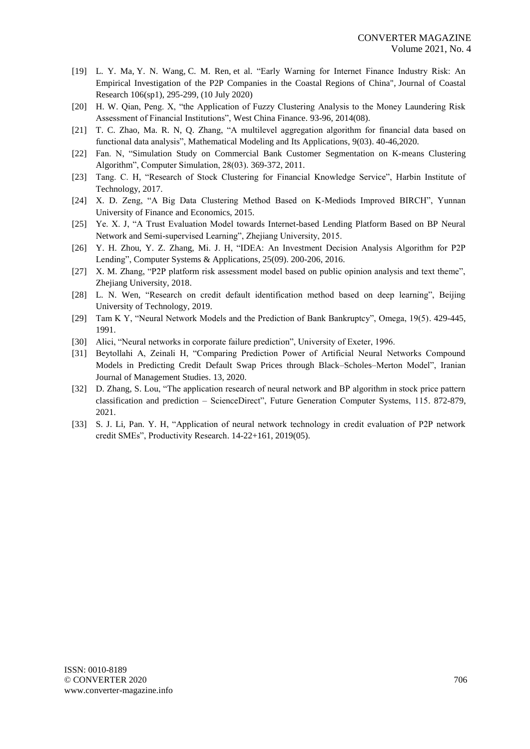[19] L. Y. Ma, Y. N. Wang, C. M. Ren, et al. "Early Warning for Internet Finance Industry Risk: An Empirical Investigation of the P2P Companies in the Coastal Regions of China", Journal of Coastal Research 106(sp1), 295-299, (10 July 2020)

[20] H. W. Qian, Peng. X, "the Application of Fuzzy Clustering Analysis to the Money Laundering Risk Assessment of Financial Institutions", West China Finance. 93-96, 2014(08).

[21] T. C. Zhao, Ma. R. N, Q. Zhang, "A multilevel aggregation algorithm for financial data based on functional data analysis", Mathematical Modeling and Its Applications, 9(03). 40-46,2020.

[22] Fan. N, "Simulation Study on Commercial Bank Customer Segmentation on K-means Clustering Algorithm", Computer Simulation, 28(03). 369-372, 2011.

[23] Tang. C. H, "Research of Stock Clustering for Financial Knowledge Service", Harbin Institute of Technology, 2017.

[24] X. D. Zeng, "A Big Data Clustering Method Based on K-Mediods Improved BIRCH", Yunnan University of Finance and Economics, 2015.

[25] Ye. X. J, "A Trust Evaluation Model towards Internet-based Lending Platform Based on BP Neural Network and Semi-supervised Learning", Zhejiang University, 2015.

[26] Y. H. Zhou, Y. Z. Zhang, Mi. J. H, "IDEA: An Investment Decision Analysis Algorithm for P2P Lending", Computer Systems & Applications, 25(09). 200-206, 2016.

[27] X. M. Zhang, "P2P platform risk assessment model based on public opinion analysis and text theme", Zhejiang University, 2018.

[28] L. N. Wen, "Research on credit default identification method based on deep learning", Beijing University of Technology, 2019.

[29] Tam K Y, "Neural Network Models and the Prediction of Bank Bankruptcy", Omega, 19(5). 429-445, 1991.

[30] Alici, "Neural networks in corporate failure prediction", University of Exeter, 1996.

[31] Beytollahi A, Zeinali H, "Comparing Prediction Power of Artificial Neural Networks Compound Models in Predicting Credit Default Swap Prices through Black–Scholes–Merton Model", Iranian Journal of Management Studies. 13, 2020.

[32] D. Zhang, S. Lou, "The application research of neural network and BP algorithm in stock price pattern classification and prediction – ScienceDirect", Future Generation Computer Systems, 115. 872-879, 2021.

[33] S. J. Li, Pan. Y. H, "Application of neural network technology in credit evaluation of P2P network credit SMEs", Productivity Research. 14-22+161, 2019(05).